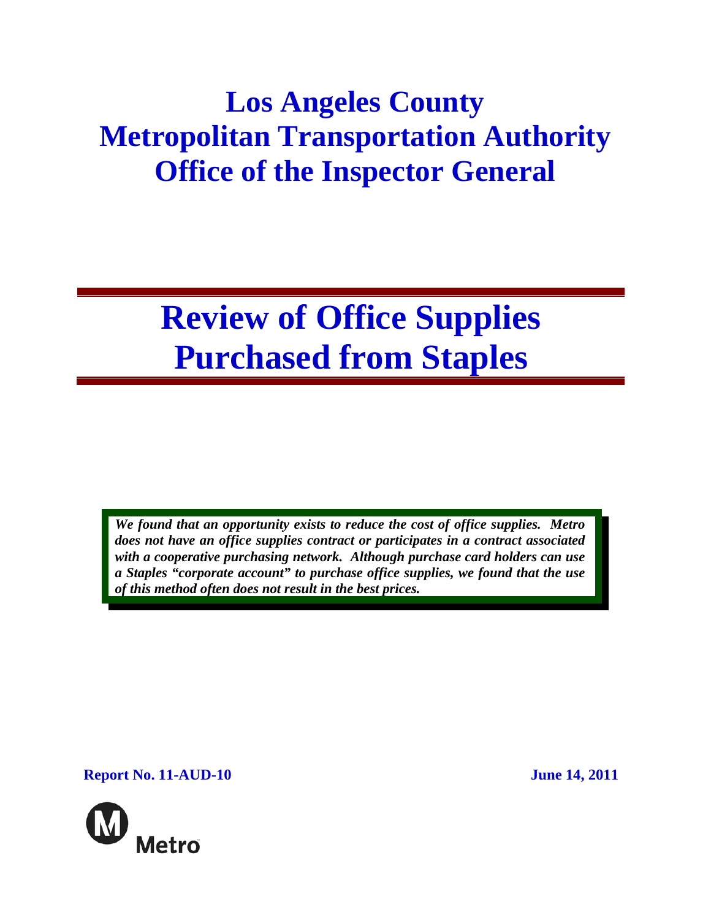# Los Angeles County Metropolitan Transportation Authority Office of the Inspector General

# Review of Office Supplies Purchased from Staples

***We found that an opportunity exists to reduce the cost of office supplies. Metro does not have an office supplies contract or participates in a contract associated with a cooperative purchasing network. Although purchase card holders can use a Staples "corporate account" to purchase office supplies, we found that the use of this method often does not result in the best prices.***

**Report No. 11-AUD-10** **June 14, 2011**

Metro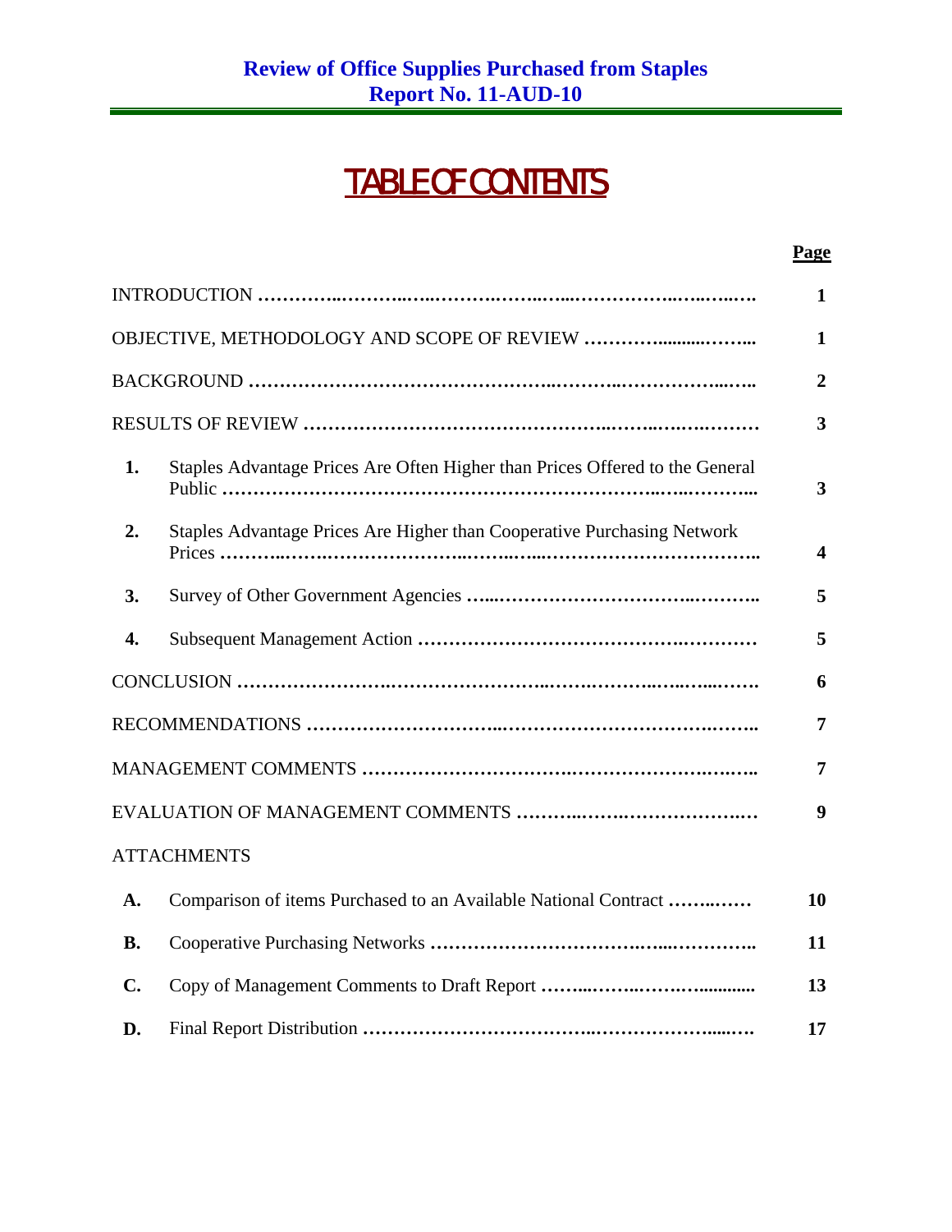**Review of Office Supplies Purchased from Staples**
**Report No. 11-AUD-10**

# TABLE OF CONTENTS

| | | Page |
|---|---|---|
| INTRODUCTION | | 1 |
| OBJECTIVE, METHODOLOGY AND SCOPE OF REVIEW | | 1 |
| BACKGROUND | | 2 |
| RESULTS OF REVIEW | | 3 |
| 1. | Staples Advantage Prices Are Often Higher than Prices Offered to the General Public | 3 |
| 2. | Staples Advantage Prices Are Higher than Cooperative Purchasing Network Prices | 4 |
| 3. | Survey of Other Government Agencies | 5 |
| 4. | Subsequent Management Action | 5 |
| CONCLUSION | | 6 |
| RECOMMENDATIONS | | 7 |
| MANAGEMENT COMMENTS | | 7 |
| EVALUATION OF MANAGEMENT COMMENTS | | 9 |
| ATTACHMENTS | | |
| A. | Comparison of items Purchased to an Available National Contract | 10 |
| B. | Cooperative Purchasing Networks | 11 |
| C. | Copy of Management Comments to Draft Report | 13 |
| D. | Final Report Distribution | 17 |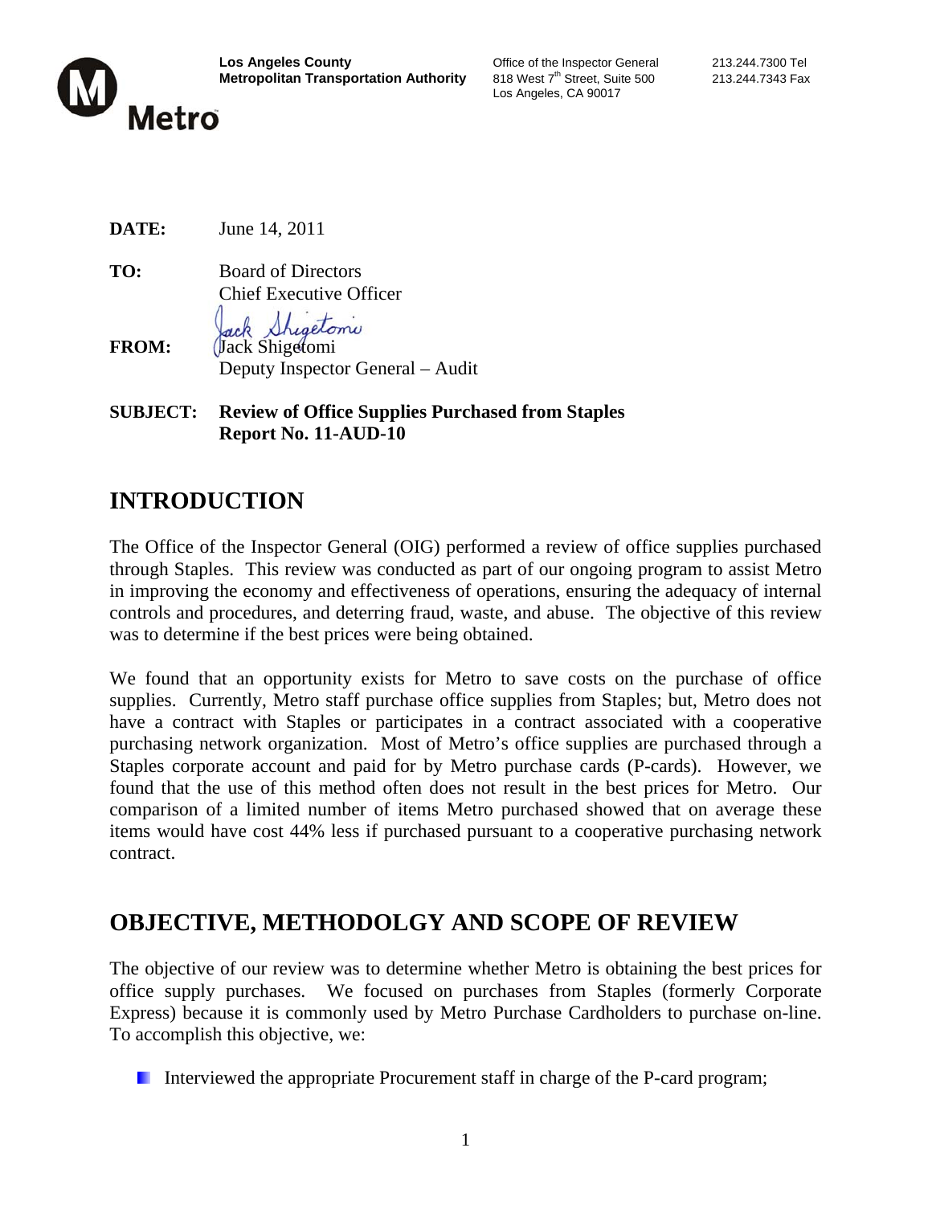**Los Angeles County**
**Metropolitan Transportation Authority**

Office of the Inspector General
818 West 7th Street, Suite 500
Los Angeles, CA 90017

213.244.7300 Tel
213.244.7343 Fax

Metro

**DATE:** June 14, 2011

**TO:** Board of Directors
Chief Executive Officer

**FROM:** Jack Shigetomi
Deputy Inspector General – Audit

**SUBJECT:** **Review of Office Supplies Purchased from Staples**
**Report No. 11-AUD-10**

# INTRODUCTION

The Office of the Inspector General (OIG) performed a review of office supplies purchased through Staples. This review was conducted as part of our ongoing program to assist Metro in improving the economy and effectiveness of operations, ensuring the adequacy of internal controls and procedures, and deterring fraud, waste, and abuse. The objective of this review was to determine if the best prices were being obtained.

We found that an opportunity exists for Metro to save costs on the purchase of office supplies. Currently, Metro staff purchase office supplies from Staples; but, Metro does not have a contract with Staples or participates in a contract associated with a cooperative purchasing network organization. Most of Metro's office supplies are purchased through a Staples corporate account and paid for by Metro purchase cards (P-cards). However, we found that the use of this method often does not result in the best prices for Metro. Our comparison of a limited number of items Metro purchased showed that on average these items would have cost 44% less if purchased pursuant to a cooperative purchasing network contract.

# OBJECTIVE, METHODOLGY AND SCOPE OF REVIEW

The objective of our review was to determine whether Metro is obtaining the best prices for office supply purchases. We focused on purchases from Staples (formerly Corporate Express) because it is commonly used by Metro Purchase Cardholders to purchase on-line. To accomplish this objective, we:

- Interviewed the appropriate Procurement staff in charge of the P-card program;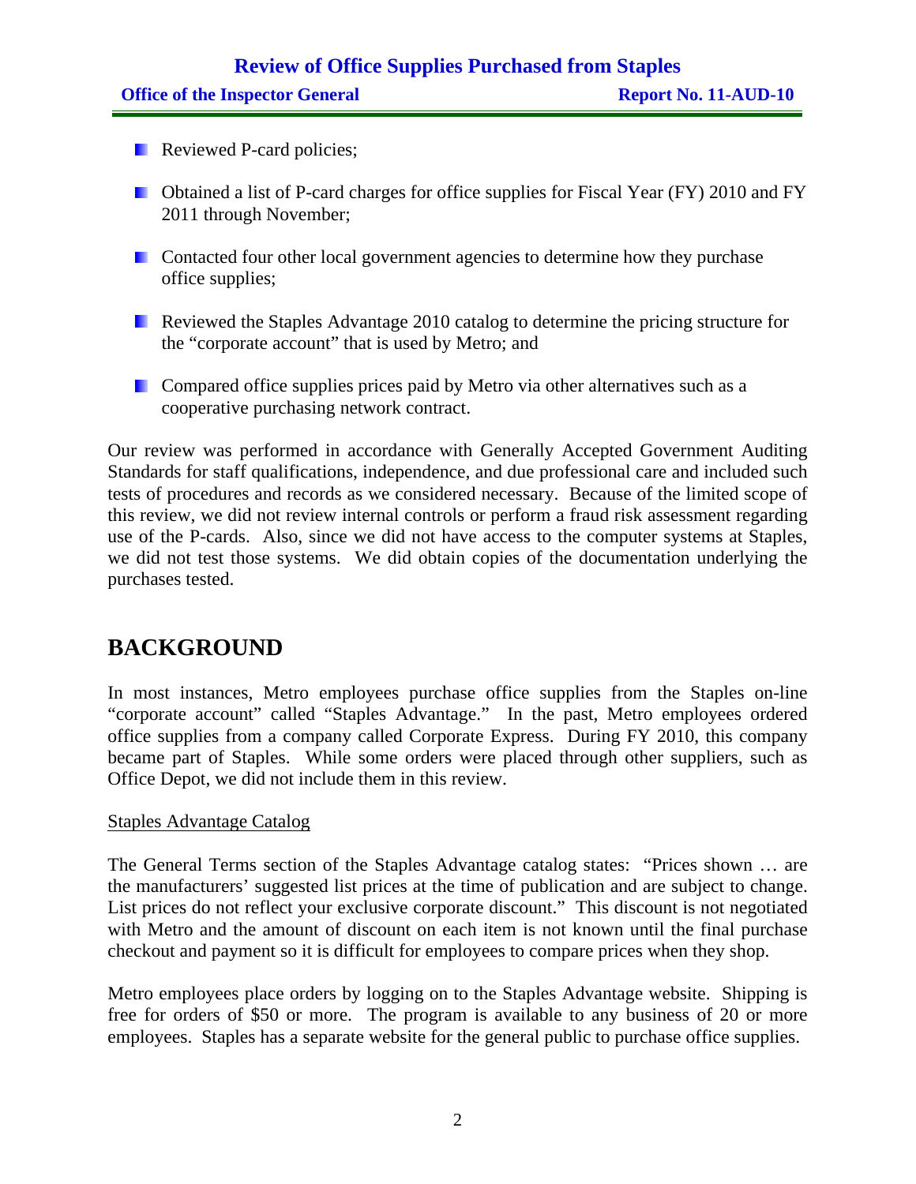- Reviewed P-card policies;
- Obtained a list of P-card charges for office supplies for Fiscal Year (FY) 2010 and FY 2011 through November;
- Contacted four other local government agencies to determine how they purchase office supplies;
- Reviewed the Staples Advantage 2010 catalog to determine the pricing structure for the "corporate account" that is used by Metro; and
- Compared office supplies prices paid by Metro via other alternatives such as a cooperative purchasing network contract.

Our review was performed in accordance with Generally Accepted Government Auditing Standards for staff qualifications, independence, and due professional care and included such tests of procedures and records as we considered necessary. Because of the limited scope of this review, we did not review internal controls or perform a fraud risk assessment regarding use of the P-cards. Also, since we did not have access to the computer systems at Staples, we did not test those systems. We did obtain copies of the documentation underlying the purchases tested.

## BACKGROUND

In most instances, Metro employees purchase office supplies from the Staples on-line "corporate account" called "Staples Advantage." In the past, Metro employees ordered office supplies from a company called Corporate Express. During FY 2010, this company became part of Staples. While some orders were placed through other suppliers, such as Office Depot, we did not include them in this review.

### Staples Advantage Catalog

The General Terms section of the Staples Advantage catalog states: "Prices shown … are the manufacturers' suggested list prices at the time of publication and are subject to change. List prices do not reflect your exclusive corporate discount." This discount is not negotiated with Metro and the amount of discount on each item is not known until the final purchase checkout and payment so it is difficult for employees to compare prices when they shop.

Metro employees place orders by logging on to the Staples Advantage website. Shipping is free for orders of $50 or more. The program is available to any business of 20 or more employees. Staples has a separate website for the general public to purchase office supplies.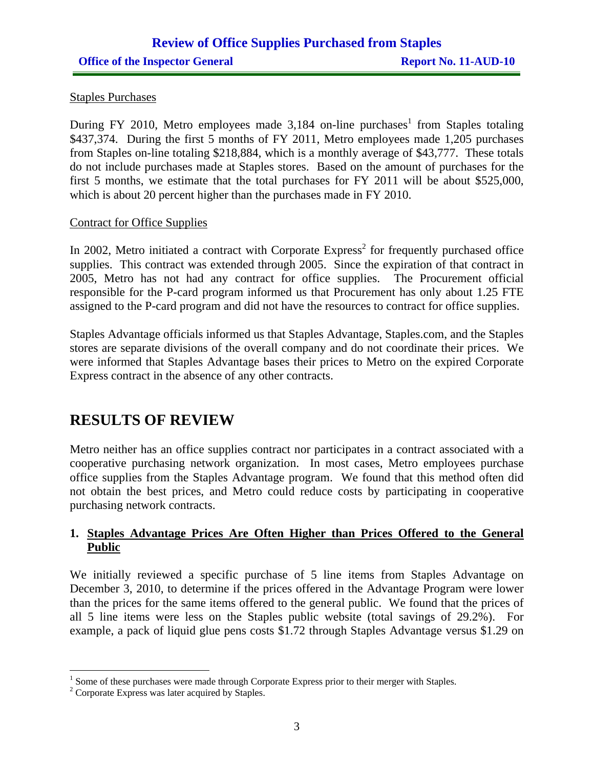Staples Purchases

During FY 2010, Metro employees made 3,184 on-line purchases[1] from Staples totaling $437,374. During the first 5 months of FY 2011, Metro employees made 1,205 purchases from Staples on-line totaling $218,884, which is a monthly average of $43,777. These totals do not include purchases made at Staples stores. Based on the amount of purchases for the first 5 months, we estimate that the total purchases for FY 2011 will be about $525,000, which is about 20 percent higher than the purchases made in FY 2010.

Contract for Office Supplies

In 2002, Metro initiated a contract with Corporate Express[2] for frequently purchased office supplies. This contract was extended through 2005. Since the expiration of that contract in 2005, Metro has not had any contract for office supplies. The Procurement official responsible for the P-card program informed us that Procurement has only about 1.25 FTE assigned to the P-card program and did not have the resources to contract for office supplies.

Staples Advantage officials informed us that Staples Advantage, Staples.com, and the Staples stores are separate divisions of the overall company and do not coordinate their prices. We were informed that Staples Advantage bases their prices to Metro on the expired Corporate Express contract in the absence of any other contracts.

# RESULTS OF REVIEW

Metro neither has an office supplies contract nor participates in a contract associated with a cooperative purchasing network organization. In most cases, Metro employees purchase office supplies from the Staples Advantage program. We found that this method often did not obtain the best prices, and Metro could reduce costs by participating in cooperative purchasing network contracts.

### 1. Staples Advantage Prices Are Often Higher than Prices Offered to the General Public

We initially reviewed a specific purchase of 5 line items from Staples Advantage on December 3, 2010, to determine if the prices offered in the Advantage Program were lower than the prices for the same items offered to the general public. We found that the prices of all 5 line items were less on the Staples public website (total savings of 29.2%). For example, a pack of liquid glue pens costs $1.72 through Staples Advantage versus $1.29 on

[1] Some of these purchases were made through Corporate Express prior to their merger with Staples.

[2] Corporate Express was later acquired by Staples.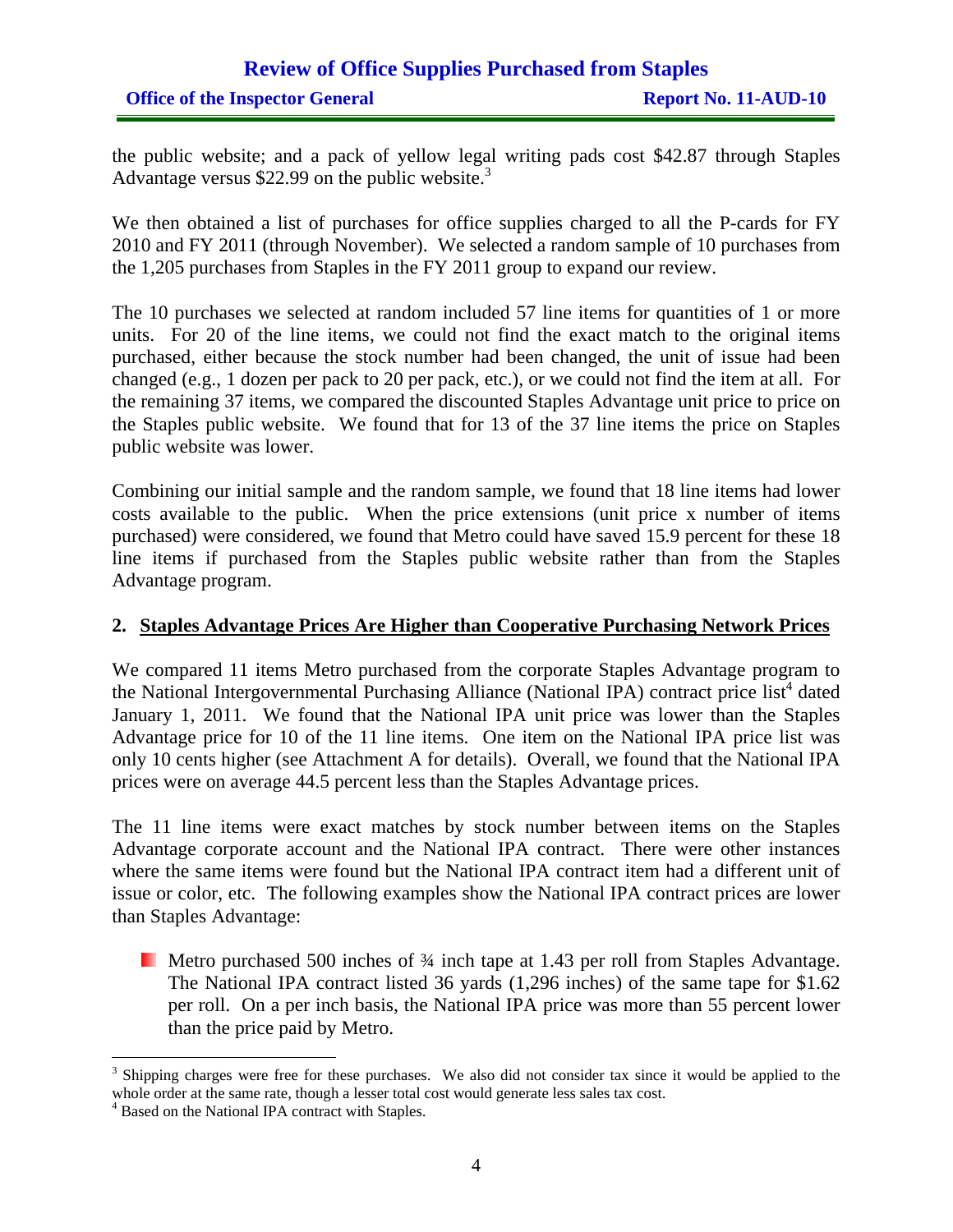the public website; and a pack of yellow legal writing pads cost $42.87 through Staples Advantage versus $22.99 on the public website.[3]

We then obtained a list of purchases for office supplies charged to all the P-cards for FY 2010 and FY 2011 (through November). We selected a random sample of 10 purchases from the 1,205 purchases from Staples in the FY 2011 group to expand our review.

The 10 purchases we selected at random included 57 line items for quantities of 1 or more units. For 20 of the line items, we could not find the exact match to the original items purchased, either because the stock number had been changed, the unit of issue had been changed (e.g., 1 dozen per pack to 20 per pack, etc.), or we could not find the item at all. For the remaining 37 items, we compared the discounted Staples Advantage unit price to price on the Staples public website. We found that for 13 of the 37 line items the price on Staples public website was lower.

Combining our initial sample and the random sample, we found that 18 line items had lower costs available to the public. When the price extensions (unit price x number of items purchased) were considered, we found that Metro could have saved 15.9 percent for these 18 line items if purchased from the Staples public website rather than from the Staples Advantage program.

## 2. Staples Advantage Prices Are Higher than Cooperative Purchasing Network Prices

We compared 11 items Metro purchased from the corporate Staples Advantage program to the National Intergovernmental Purchasing Alliance (National IPA) contract price list[4] dated January 1, 2011. We found that the National IPA unit price was lower than the Staples Advantage price for 10 of the 11 line items. One item on the National IPA price list was only 10 cents higher (see Attachment A for details). Overall, we found that the National IPA prices were on average 44.5 percent less than the Staples Advantage prices.

The 11 line items were exact matches by stock number between items on the Staples Advantage corporate account and the National IPA contract. There were other instances where the same items were found but the National IPA contract item had a different unit of issue or color, etc. The following examples show the National IPA contract prices are lower than Staples Advantage:

- Metro purchased 500 inches of ¾ inch tape at 1.43 per roll from Staples Advantage. The National IPA contract listed 36 yards (1,296 inches) of the same tape for $1.62 per roll. On a per inch basis, the National IPA price was more than 55 percent lower than the price paid by Metro.

---

[3] Shipping charges were free for these purchases. We also did not consider tax since it would be applied to the whole order at the same rate, though a lesser total cost would generate less sales tax cost.

[4] Based on the National IPA contract with Staples.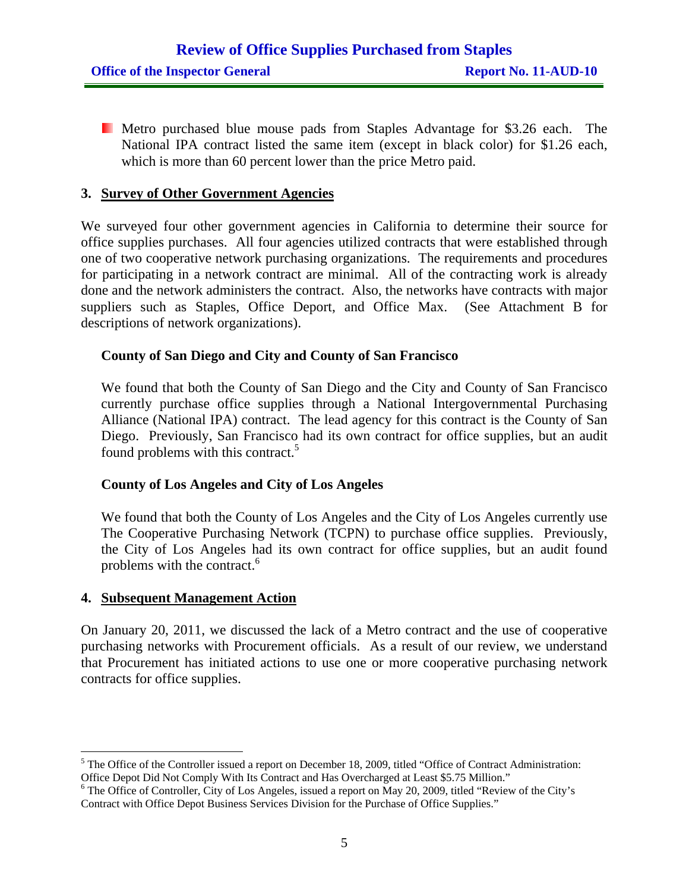- Metro purchased blue mouse pads from Staples Advantage for $3.26 each. The National IPA contract listed the same item (except in black color) for $1.26 each, which is more than 60 percent lower than the price Metro paid.

## 3. Survey of Other Government Agencies

We surveyed four other government agencies in California to determine their source for office supplies purchases. All four agencies utilized contracts that were established through one of two cooperative network purchasing organizations. The requirements and procedures for participating in a network contract are minimal. All of the contracting work is already done and the network administers the contract. Also, the networks have contracts with major suppliers such as Staples, Office Deport, and Office Max. (See Attachment B for descriptions of network organizations).

### County of San Diego and City and County of San Francisco

We found that both the County of San Diego and the City and County of San Francisco currently purchase office supplies through a National Intergovernmental Purchasing Alliance (National IPA) contract. The lead agency for this contract is the County of San Diego. Previously, San Francisco had its own contract for office supplies, but an audit found problems with this contract.[5]

### County of Los Angeles and City of Los Angeles

We found that both the County of Los Angeles and the City of Los Angeles currently use The Cooperative Purchasing Network (TCPN) to purchase office supplies. Previously, the City of Los Angeles had its own contract for office supplies, but an audit found problems with the contract.[6]

## 4. Subsequent Management Action

On January 20, 2011, we discussed the lack of a Metro contract and the use of cooperative purchasing networks with Procurement officials. As a result of our review, we understand that Procurement has initiated actions to use one or more cooperative purchasing network contracts for office supplies.

---

[5] The Office of the Controller issued a report on December 18, 2009, titled "Office of Contract Administration: Office Depot Did Not Comply With Its Contract and Has Overcharged at Least $5.75 Million."

[6] The Office of Controller, City of Los Angeles, issued a report on May 20, 2009, titled "Review of the City's Contract with Office Depot Business Services Division for the Purchase of Office Supplies."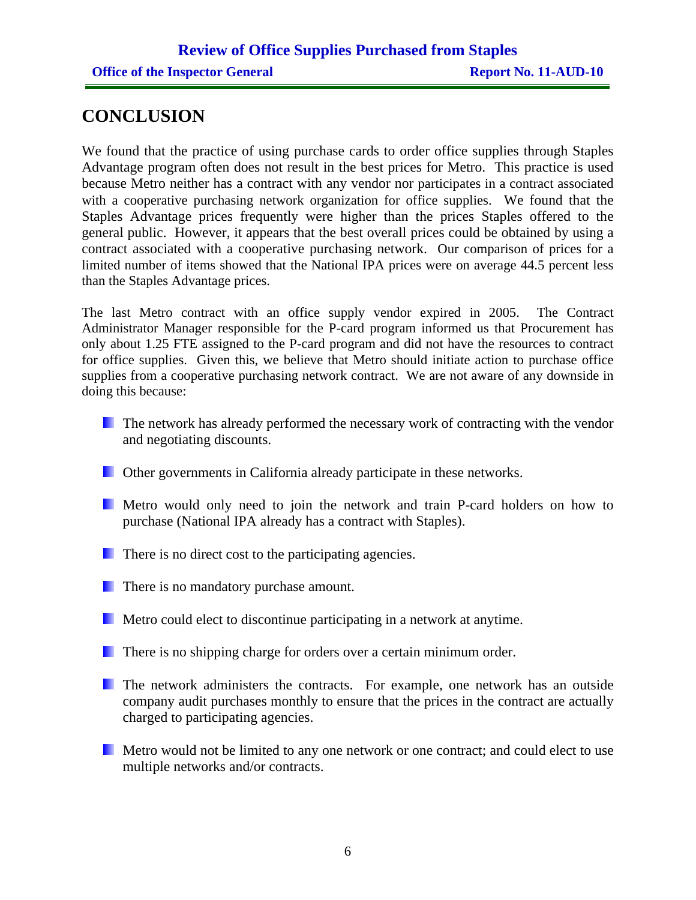## CONCLUSION

We found that the practice of using purchase cards to order office supplies through Staples Advantage program often does not result in the best prices for Metro. This practice is used because Metro neither has a contract with any vendor nor participates in a contract associated with a cooperative purchasing network organization for office supplies. We found that the Staples Advantage prices frequently were higher than the prices Staples offered to the general public. However, it appears that the best overall prices could be obtained by using a contract associated with a cooperative purchasing network. Our comparison of prices for a limited number of items showed that the National IPA prices were on average 44.5 percent less than the Staples Advantage prices.

The last Metro contract with an office supply vendor expired in 2005. The Contract Administrator Manager responsible for the P-card program informed us that Procurement has only about 1.25 FTE assigned to the P-card program and did not have the resources to contract for office supplies. Given this, we believe that Metro should initiate action to purchase office supplies from a cooperative purchasing network contract. We are not aware of any downside in doing this because:

- The network has already performed the necessary work of contracting with the vendor and negotiating discounts.
- Other governments in California already participate in these networks.
- Metro would only need to join the network and train P-card holders on how to purchase (National IPA already has a contract with Staples).
- There is no direct cost to the participating agencies.
- There is no mandatory purchase amount.
- Metro could elect to discontinue participating in a network at anytime.
- There is no shipping charge for orders over a certain minimum order.
- The network administers the contracts. For example, one network has an outside company audit purchases monthly to ensure that the prices in the contract are actually charged to participating agencies.
- Metro would not be limited to any one network or one contract; and could elect to use multiple networks and/or contracts.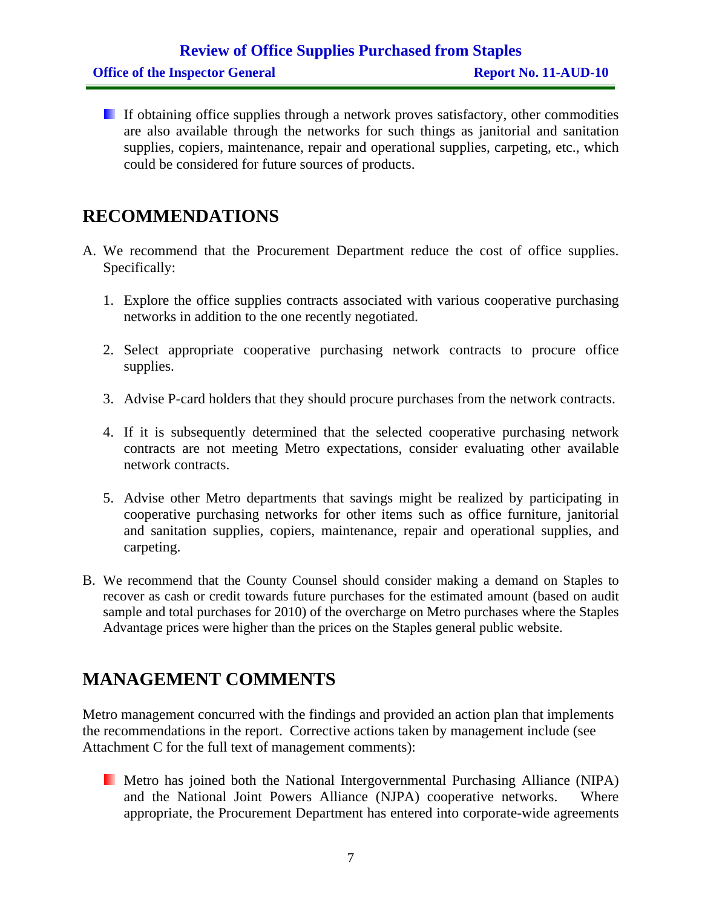- If obtaining office supplies through a network proves satisfactory, other commodities are also available through the networks for such things as janitorial and sanitation supplies, copiers, maintenance, repair and operational supplies, carpeting, etc., which could be considered for future sources of products.

## RECOMMENDATIONS

A. We recommend that the Procurement Department reduce the cost of office supplies. Specifically:

   1. Explore the office supplies contracts associated with various cooperative purchasing networks in addition to the one recently negotiated.

   2. Select appropriate cooperative purchasing network contracts to procure office supplies.

   3. Advise P-card holders that they should procure purchases from the network contracts.

   4. If it is subsequently determined that the selected cooperative purchasing network contracts are not meeting Metro expectations, consider evaluating other available network contracts.

   5. Advise other Metro departments that savings might be realized by participating in cooperative purchasing networks for other items such as office furniture, janitorial and sanitation supplies, copiers, maintenance, repair and operational supplies, and carpeting.

B. We recommend that the County Counsel should consider making a demand on Staples to recover as cash or credit towards future purchases for the estimated amount (based on audit sample and total purchases for 2010) of the overcharge on Metro purchases where the Staples Advantage prices were higher than the prices on the Staples general public website.

## MANAGEMENT COMMENTS

Metro management concurred with the findings and provided an action plan that implements the recommendations in the report. Corrective actions taken by management include (see Attachment C for the full text of management comments):

- Metro has joined both the National Intergovernmental Purchasing Alliance (NIPA) and the National Joint Powers Alliance (NJPA) cooperative networks. Where appropriate, the Procurement Department has entered into corporate-wide agreements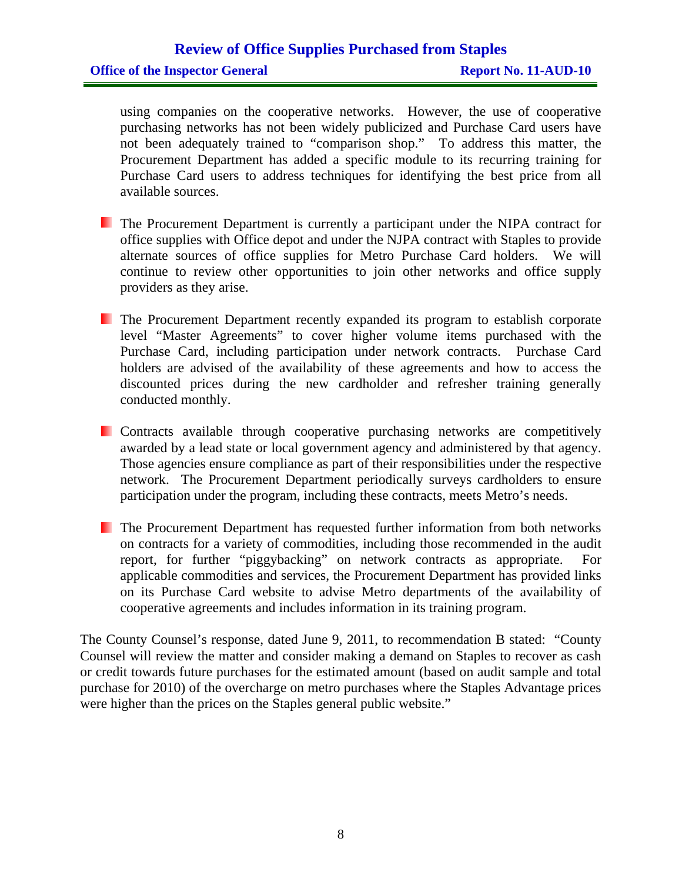using companies on the cooperative networks. However, the use of cooperative purchasing networks has not been widely publicized and Purchase Card users have not been adequately trained to "comparison shop." To address this matter, the Procurement Department has added a specific module to its recurring training for Purchase Card users to address techniques for identifying the best price from all available sources.

- The Procurement Department is currently a participant under the NIPA contract for office supplies with Office depot and under the NJPA contract with Staples to provide alternate sources of office supplies for Metro Purchase Card holders. We will continue to review other opportunities to join other networks and office supply providers as they arise.

- The Procurement Department recently expanded its program to establish corporate level "Master Agreements" to cover higher volume items purchased with the Purchase Card, including participation under network contracts. Purchase Card holders are advised of the availability of these agreements and how to access the discounted prices during the new cardholder and refresher training generally conducted monthly.

- Contracts available through cooperative purchasing networks are competitively awarded by a lead state or local government agency and administered by that agency. Those agencies ensure compliance as part of their responsibilities under the respective network. The Procurement Department periodically surveys cardholders to ensure participation under the program, including these contracts, meets Metro's needs.

- The Procurement Department has requested further information from both networks on contracts for a variety of commodities, including those recommended in the audit report, for further "piggybacking" on network contracts as appropriate. For applicable commodities and services, the Procurement Department has provided links on its Purchase Card website to advise Metro departments of the availability of cooperative agreements and includes information in its training program.

The County Counsel's response, dated June 9, 2011, to recommendation B stated: "County Counsel will review the matter and consider making a demand on Staples to recover as cash or credit towards future purchases for the estimated amount (based on audit sample and total purchase for 2010) of the overcharge on metro purchases where the Staples Advantage prices were higher than the prices on the Staples general public website."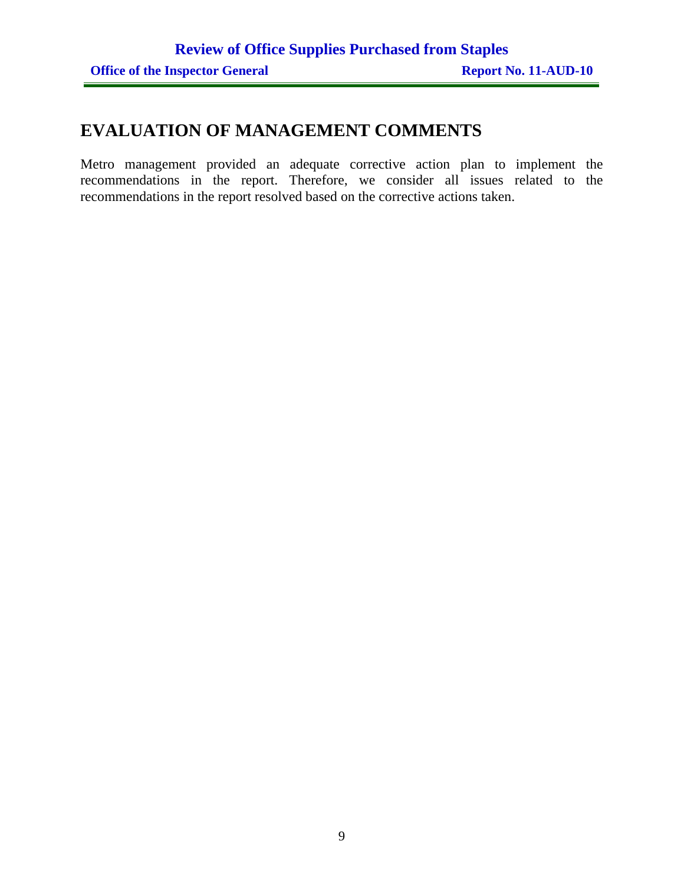# EVALUATION OF MANAGEMENT COMMENTS

Metro management provided an adequate corrective action plan to implement the recommendations in the report. Therefore, we consider all issues related to the recommendations in the report resolved based on the corrective actions taken.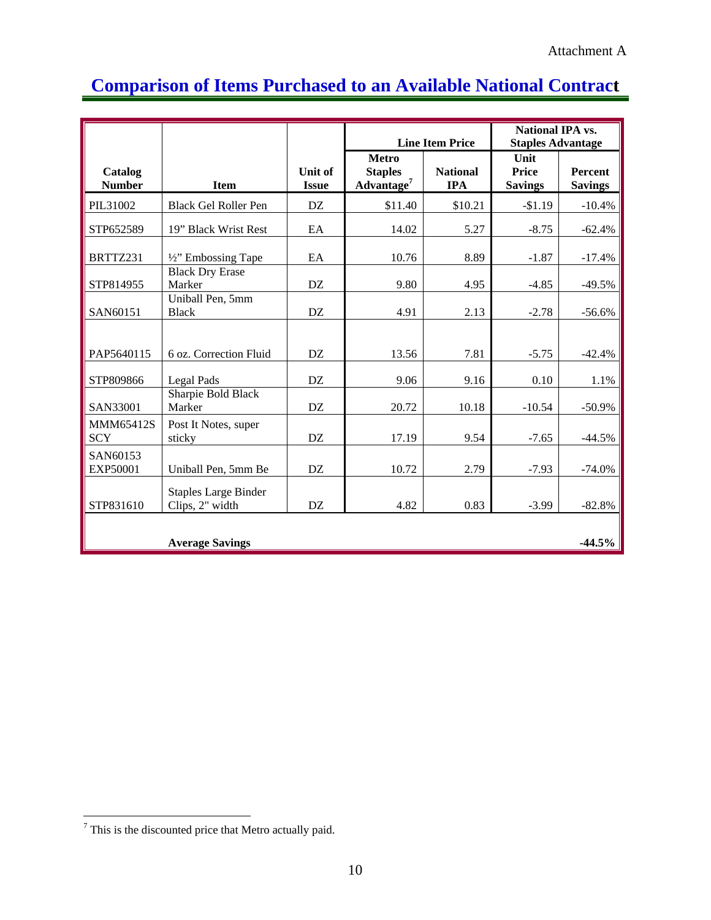Attachment A

# Comparison of Items Purchased to an Available National Contract

| Catalog Number | Item | Unit of Issue | Line Item Price | | National IPA vs. Staples Advantage | |
|---|---|---|---|---|---|---|
| | | | Metro Staples Advantage[7] | National IPA | Unit Price Savings | Percent Savings |
| PIL31002 | Black Gel Roller Pen | DZ | $11.40 | $10.21 | -$1.19 | -10.4% |
| STP652589 | 19" Black Wrist Rest | EA | 14.02 | 5.27 | -8.75 | -62.4% |
| BRTTZ231 | ½" Embossing Tape | EA | 10.76 | 8.89 | -1.87 | -17.4% |
| STP814955 | Black Dry Erase Marker | DZ | 9.80 | 4.95 | -4.85 | -49.5% |
| SAN60151 | Uniball Pen, 5mm Black | DZ | 4.91 | 2.13 | -2.78 | -56.6% |
| PAP5640115 | 6 oz. Correction Fluid | DZ | 13.56 | 7.81 | -5.75 | -42.4% |
| STP809866 | Legal Pads | DZ | 9.06 | 9.16 | 0.10 | 1.1% |
| SAN33001 | Sharpie Bold Black Marker | DZ | 20.72 | 10.18 | -10.54 | -50.9% |
| MMM65412S SCY | Post It Notes, super sticky | DZ | 17.19 | 9.54 | -7.65 | -44.5% |
| SAN60153 EXP50001 | Uniball Pen, 5mm Be | DZ | 10.72 | 2.79 | -7.93 | -74.0% |
| STP831610 | Staples Large Binder Clips, 2" width | DZ | 4.82 | 0.83 | -3.99 | -82.8% |
| | **Average Savings** | | | | | **-44.5%** |

[7] This is the discounted price that Metro actually paid.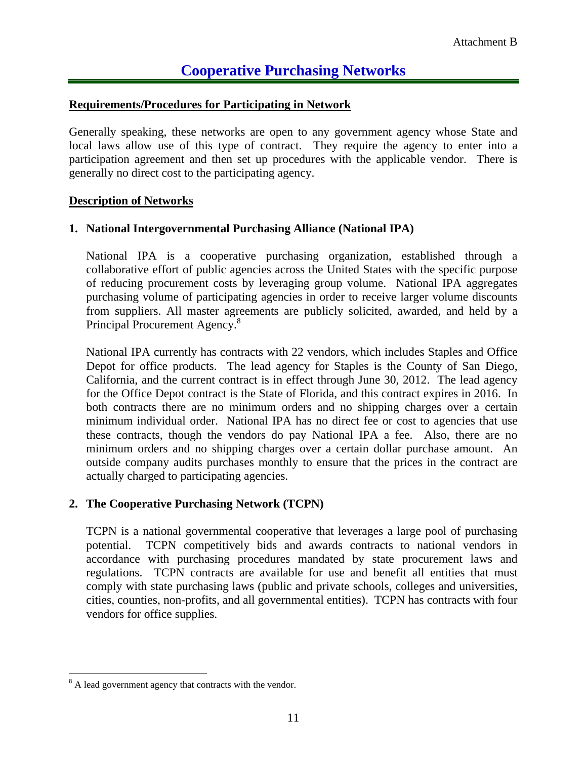Attachment B

# Cooperative Purchasing Networks

## Requirements/Procedures for Participating in Network

Generally speaking, these networks are open to any government agency whose State and local laws allow use of this type of contract. They require the agency to enter into a participation agreement and then set up procedures with the applicable vendor. There is generally no direct cost to the participating agency.

## Description of Networks

### 1. National Intergovernmental Purchasing Alliance (National IPA)

National IPA is a cooperative purchasing organization, established through a collaborative effort of public agencies across the United States with the specific purpose of reducing procurement costs by leveraging group volume. National IPA aggregates purchasing volume of participating agencies in order to receive larger volume discounts from suppliers. All master agreements are publicly solicited, awarded, and held by a Principal Procurement Agency.[8]

National IPA currently has contracts with 22 vendors, which includes Staples and Office Depot for office products. The lead agency for Staples is the County of San Diego, California, and the current contract is in effect through June 30, 2012. The lead agency for the Office Depot contract is the State of Florida, and this contract expires in 2016. In both contracts there are no minimum orders and no shipping charges over a certain minimum individual order. National IPA has no direct fee or cost to agencies that use these contracts, though the vendors do pay National IPA a fee. Also, there are no minimum orders and no shipping charges over a certain dollar purchase amount. An outside company audits purchases monthly to ensure that the prices in the contract are actually charged to participating agencies.

### 2. The Cooperative Purchasing Network (TCPN)

TCPN is a national governmental cooperative that leverages a large pool of purchasing potential. TCPN competitively bids and awards contracts to national vendors in accordance with purchasing procedures mandated by state procurement laws and regulations. TCPN contracts are available for use and benefit all entities that must comply with state purchasing laws (public and private schools, colleges and universities, cities, counties, non-profits, and all governmental entities). TCPN has contracts with four vendors for office supplies.

---

[8] A lead government agency that contracts with the vendor.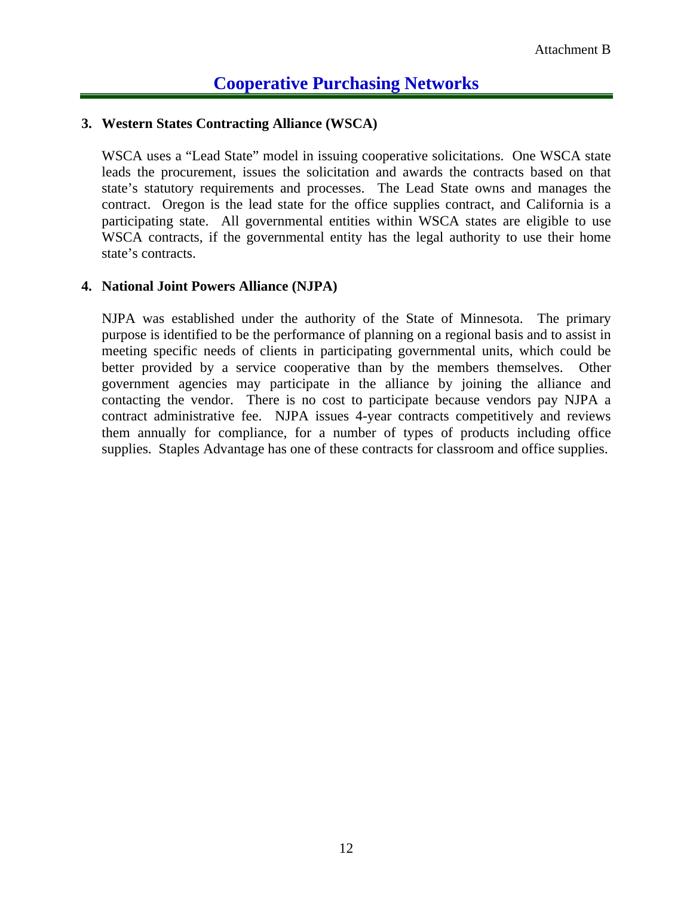Attachment B

# Cooperative Purchasing Networks

### 3. Western States Contracting Alliance (WSCA)

WSCA uses a "Lead State" model in issuing cooperative solicitations. One WSCA state leads the procurement, issues the solicitation and awards the contracts based on that state's statutory requirements and processes. The Lead State owns and manages the contract. Oregon is the lead state for the office supplies contract, and California is a participating state. All governmental entities within WSCA states are eligible to use WSCA contracts, if the governmental entity has the legal authority to use their home state's contracts.

### 4. National Joint Powers Alliance (NJPA)

NJPA was established under the authority of the State of Minnesota. The primary purpose is identified to be the performance of planning on a regional basis and to assist in meeting specific needs of clients in participating governmental units, which could be better provided by a service cooperative than by the members themselves. Other government agencies may participate in the alliance by joining the alliance and contacting the vendor. There is no cost to participate because vendors pay NJPA a contract administrative fee. NJPA issues 4-year contracts competitively and reviews them annually for compliance, for a number of types of products including office supplies. Staples Advantage has one of these contracts for classroom and office supplies.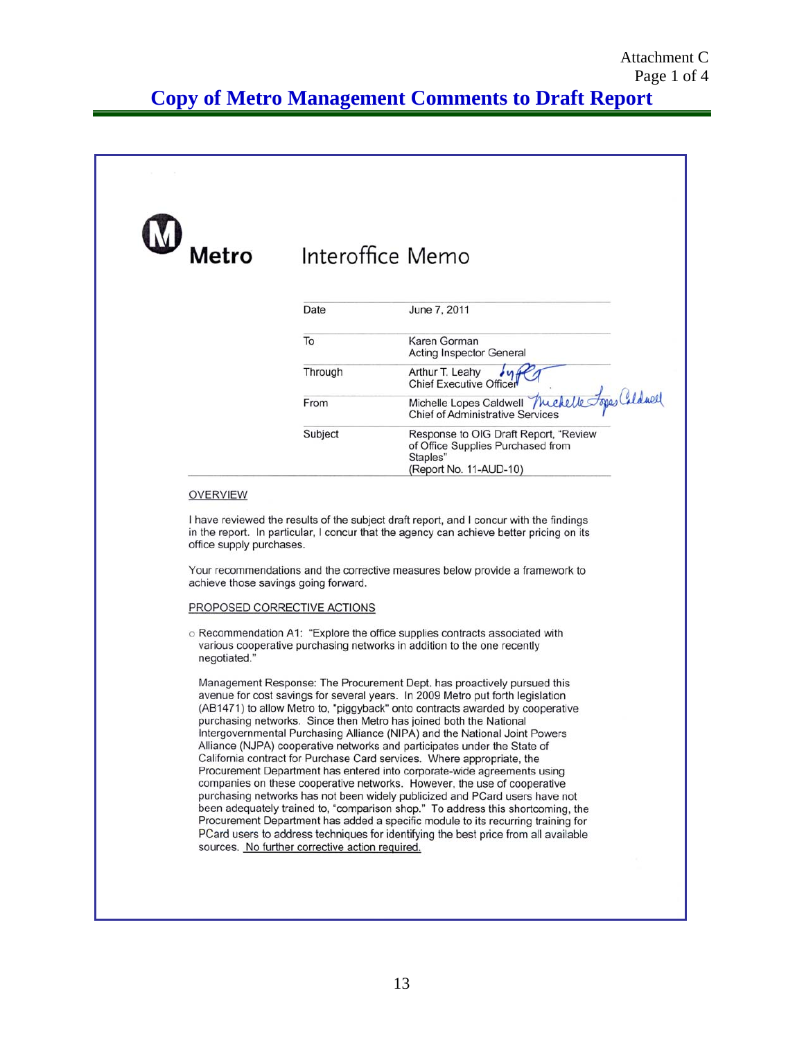Attachment C
Page 1 of 4

# Copy of Metro Management Comments to Draft Report

**Metro** Interoffice Memo

| | |
|---|---|
| Date | June 7, 2011 |
| To | Karen Gorman<br>Acting Inspector General |
| Through | Arthur T. Leahy<br>Chief Executive Officer |
| From | Michelle Lopes Caldwell<br>Chief of Administrative Services |
| Subject | Response to OIG Draft Report, "Review of Office Supplies Purchased from Staples"<br>(Report No. 11-AUD-10) |

OVERVIEW

I have reviewed the results of the subject draft report, and I concur with the findings in the report. In particular, I concur that the agency can achieve better pricing on its office supply purchases.

Your recommendations and the corrective measures below provide a framework to achieve those savings going forward.

PROPOSED CORRECTIVE ACTIONS

- Recommendation A1: "Explore the office supplies contracts associated with various cooperative purchasing networks in addition to the one recently negotiated."

  Management Response: The Procurement Dept. has proactively pursued this avenue for cost savings for several years. In 2009 Metro put forth legislation (AB1471) to allow Metro to, "piggyback" onto contracts awarded by cooperative purchasing networks. Since then Metro has joined both the National Intergovernmental Purchasing Alliance (NIPA) and the National Joint Powers Alliance (NJPA) cooperative networks and participates under the State of California contract for Purchase Card services. Where appropriate, the Procurement Department has entered into corporate-wide agreements using companies on these cooperative networks. However, the use of cooperative purchasing networks has not been widely publicized and PCard users have not been adequately trained to, "comparison shop." To address this shortcoming, the Procurement Department has added a specific module to its recurring training for PCard users to address techniques for identifying the best price from all available sources. No further corrective action required.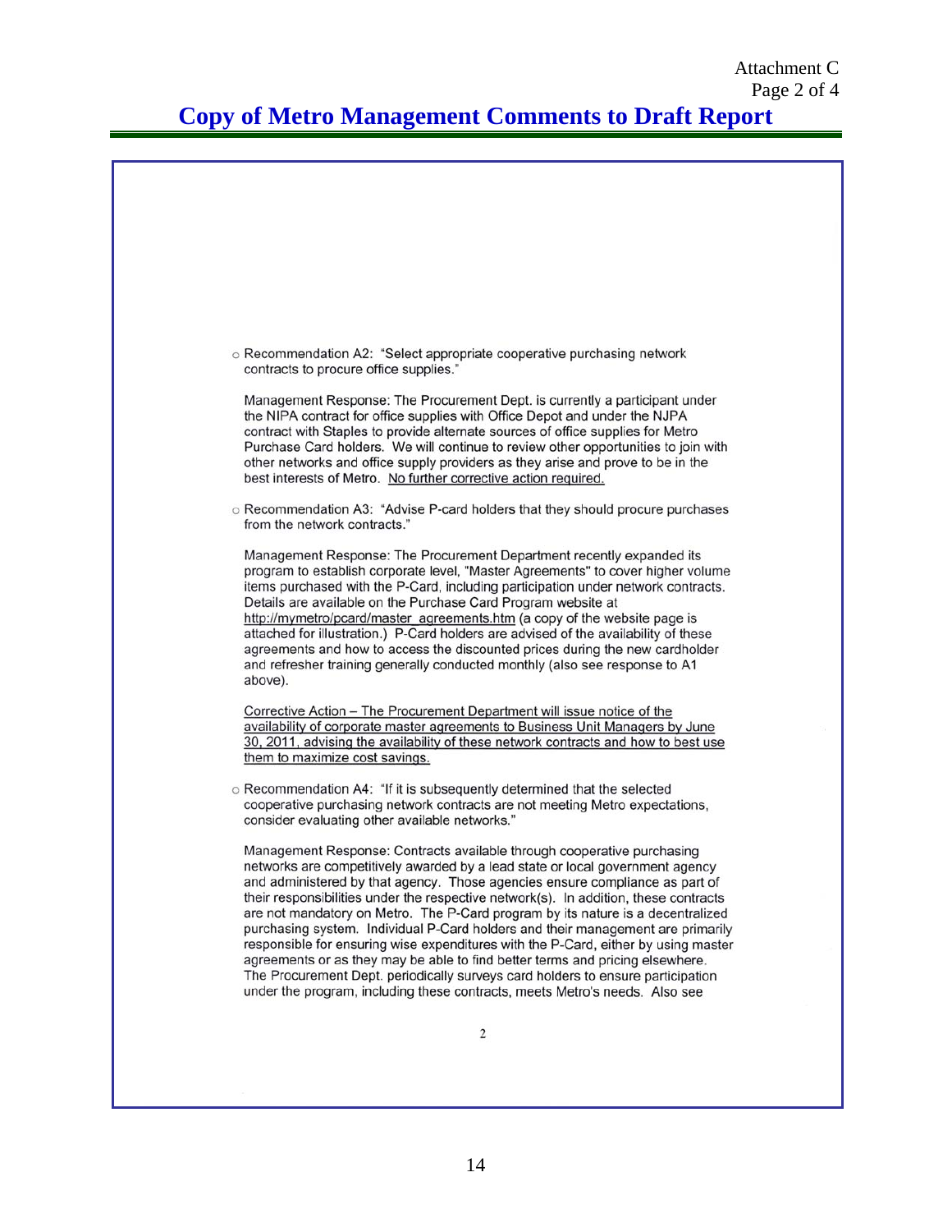# Copy of Metro Management Comments to Draft Report

- Recommendation A2: "Select appropriate cooperative purchasing network contracts to procure office supplies."

  Management Response: The Procurement Dept. is currently a participant under the NIPA contract for office supplies with Office Depot and under the NJPA contract with Staples to provide alternate sources of office supplies for Metro Purchase Card holders. We will continue to review other opportunities to join with other networks and office supply providers as they arise and prove to be in the best interests of Metro. No further corrective action required.

- Recommendation A3: "Advise P-card holders that they should procure purchases from the network contracts."

  Management Response: The Procurement Department recently expanded its program to establish corporate level, "Master Agreements" to cover higher volume items purchased with the P-Card, including participation under network contracts. Details are available on the Purchase Card Program website at http://mymetro/pcard/master_agreements.htm (a copy of the website page is attached for illustration.) P-Card holders are advised of the availability of these agreements and how to access the discounted prices during the new cardholder and refresher training generally conducted monthly (also see response to A1 above).

  Corrective Action – The Procurement Department will issue notice of the availability of corporate master agreements to Business Unit Managers by June 30, 2011, advising the availability of these network contracts and how to best use them to maximize cost savings.

- Recommendation A4: "If it is subsequently determined that the selected cooperative purchasing network contracts are not meeting Metro expectations, consider evaluating other available networks."

  Management Response: Contracts available through cooperative purchasing networks are competitively awarded by a lead state or local government agency and administered by that agency. Those agencies ensure compliance as part of their responsibilities under the respective network(s). In addition, these contracts are not mandatory on Metro. The P-Card program by its nature is a decentralized purchasing system. Individual P-Card holders and their management are primarily responsible for ensuring wise expenditures with the P-Card, either by using master agreements or as they may be able to find better terms and pricing elsewhere. The Procurement Dept. periodically surveys card holders to ensure participation under the program, including these contracts, meets Metro's needs. Also see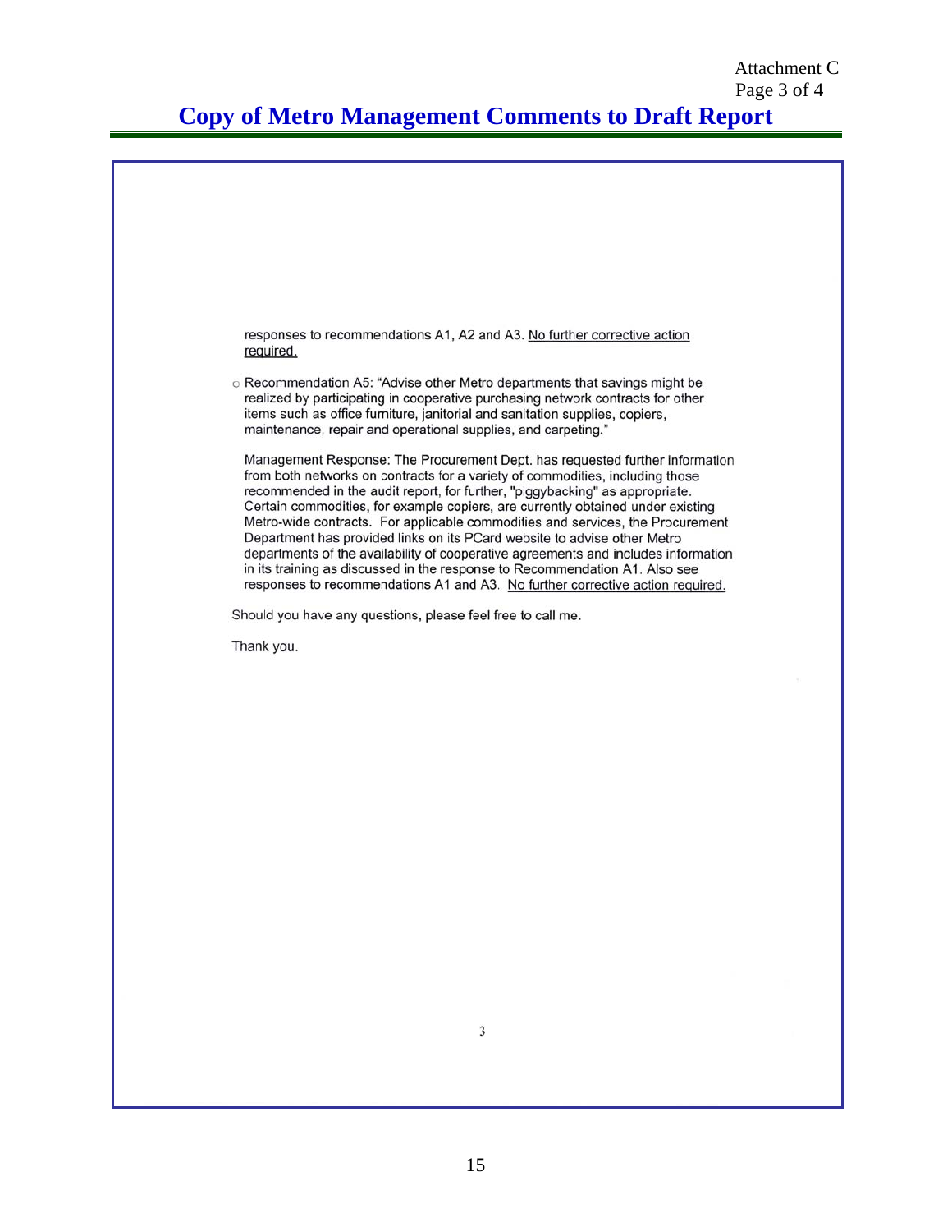Attachment C
Page 3 of 4

## Copy of Metro Management Comments to Draft Report

responses to recommendations A1, A2 and A3. No further corrective action required.

- Recommendation A5: "Advise other Metro departments that savings might be realized by participating in cooperative purchasing network contracts for other items such as office furniture, janitorial and sanitation supplies, copiers, maintenance, repair and operational supplies, and carpeting."

  Management Response: The Procurement Dept. has requested further information from both networks on contracts for a variety of commodities, including those recommended in the audit report, for further, "piggybacking" as appropriate. Certain commodities, for example copiers, are currently obtained under existing Metro-wide contracts. For applicable commodities and services, the Procurement Department has provided links on its PCard website to advise other Metro departments of the availability of cooperative agreements and includes information in its training as discussed in the response to Recommendation A1. Also see responses to recommendations A1 and A3. No further corrective action required.

Should you have any questions, please feel free to call me.

Thank you.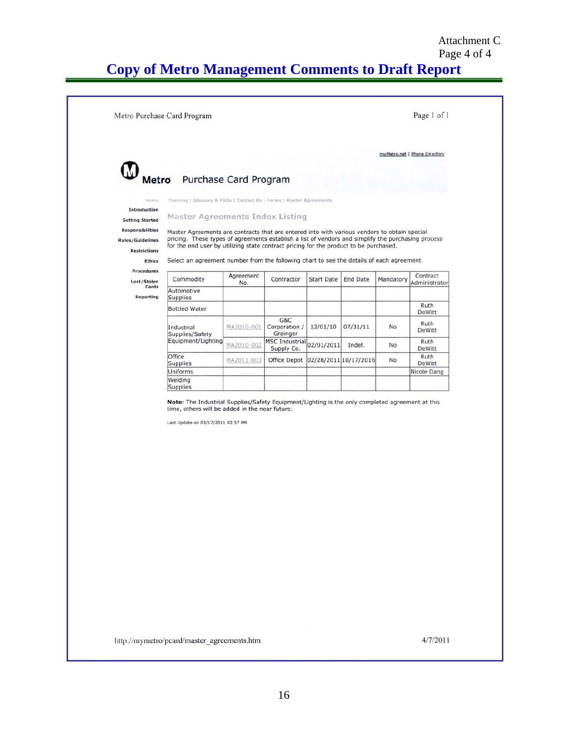Attachment C

# Copy of Metro Management Comments to Draft Report

Metro Purchase Card Program

myMetro.net | Phone Directory

**Metro** Purchase Card Program

Home | Training | Glossary & FAQs | Contact Us | Forms | Master Agreements

Introduction
Getting Started
Responsibilities
Rules/Guidelines
Restrictions
Ethics
Procedures
Lost/Stolen Cards
Reporting

## Master Agreements Index Listing

Master Agreements are contracts that are entered into with various vendors to obtain special pricing. These types of agreements establish a list of vendors and simplify the purchasing process for the end user by utilizing state contract pricing for the product to be purchased.

Select an agreement number from the following chart to see the details of each agreement.

| Commodity | Agreement No. | Contractor | Start Date | End Date | Mandatory | Contract Administrator |
|---|---|---|---|---|---|---|
| Automotive Supplies | | | | | | |
| Bottled Water | | | | | | Ruth DeWitt |
| Industrial Supplies/Safety Equipment/Lighting | MA2010-001 | G&C Corporation / Grainger | 12/01/10 | 07/31/11 | No | Ruth DeWitt |
| | MA2010-002 | MSC Industrial Supply Co. | 02/01/2011 | Indef. | No | Ruth DeWitt |
| Office Supplies | MA2011-003 | Office Depot | 02/28/2011 | 10/17/2016 | No | Ruth DeWitt |
| Uniforms | | | | | | Nicole Dang |
| Welding Supplies | | | | | | |

**Note**: The Industrial Supplies/Safety Equipment/Lighting is the only completed agreement at this time, others will be added in the near future.

Last Update on 03/17/2011 02:57 PM

http://mymetro/pcard/master_agreements.htm 4/7/2011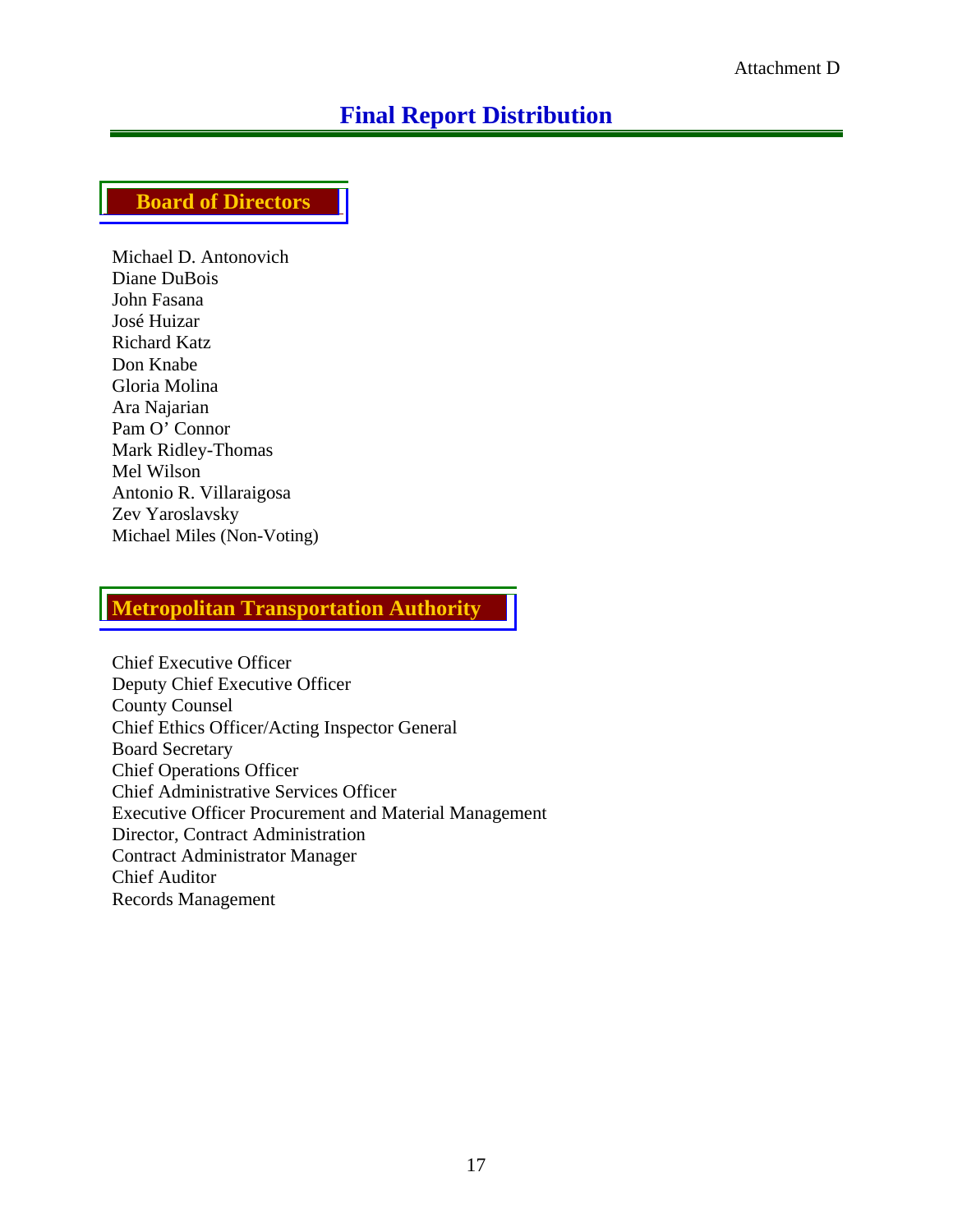Attachment D

# Final Report Distribution

## Board of Directors

Michael D. Antonovich
Diane DuBois
John Fasana
José Huizar
Richard Katz
Don Knabe
Gloria Molina
Ara Najarian
Pam O' Connor
Mark Ridley-Thomas
Mel Wilson
Antonio R. Villaraigosa
Zev Yaroslavsky
Michael Miles (Non-Voting)

## Metropolitan Transportation Authority

Chief Executive Officer
Deputy Chief Executive Officer
County Counsel
Chief Ethics Officer/Acting Inspector General
Board Secretary
Chief Operations Officer
Chief Administrative Services Officer
Executive Officer Procurement and Material Management
Director, Contract Administration
Contract Administrator Manager
Chief Auditor
Records Management